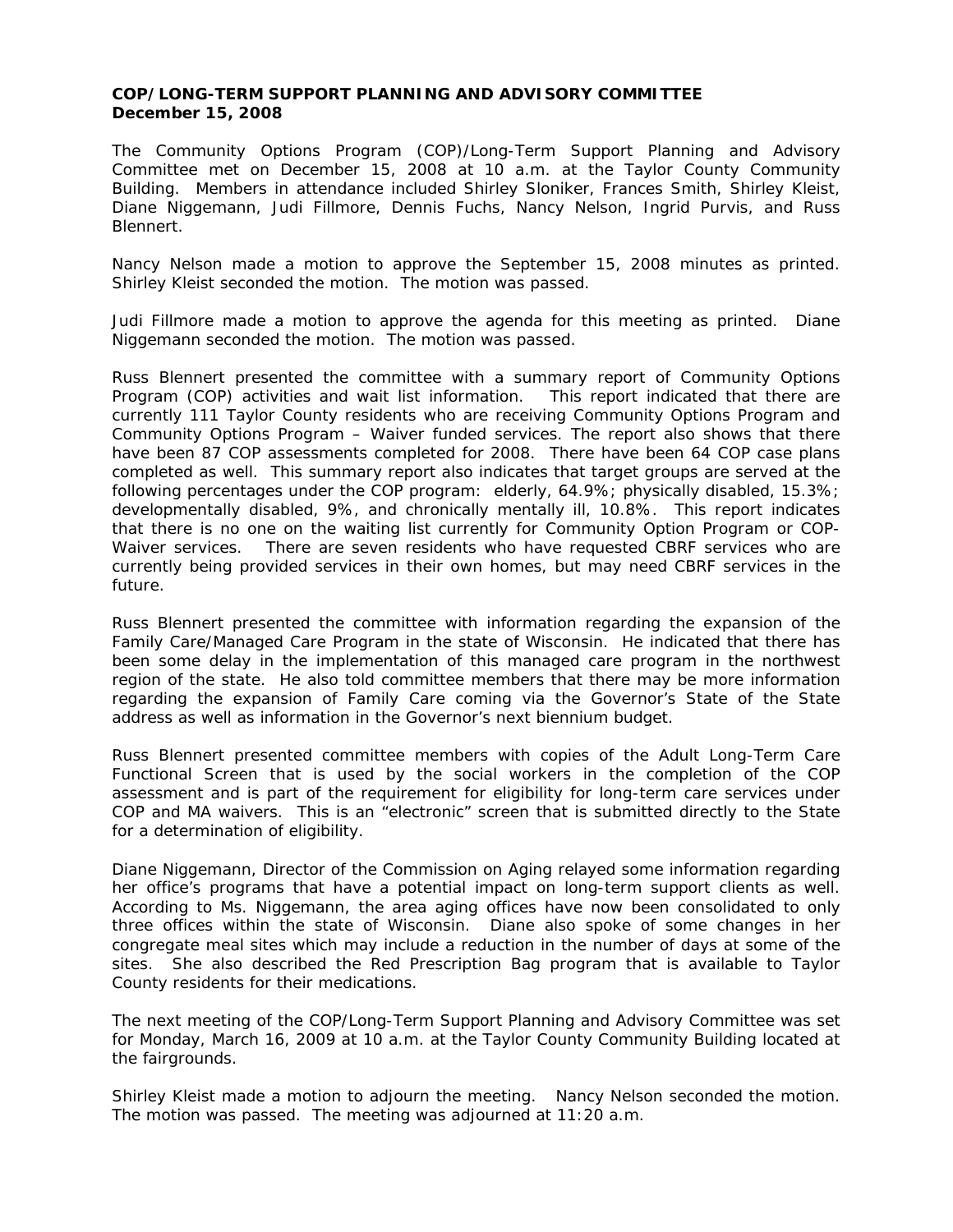**COP/LONG-TERM SUPPORT PLANNING AND ADVISORY COMMITTEE**
**December 15, 2008**

The Community Options Program (COP)/Long-Term Support Planning and Advisory Committee met on December 15, 2008 at 10 a.m. at the Taylor County Community Building. Members in attendance included Shirley Sloniker, Frances Smith, Shirley Kleist, Diane Niggemann, Judi Fillmore, Dennis Fuchs, Nancy Nelson, Ingrid Purvis, and Russ Blennert.

Nancy Nelson made a motion to approve the September 15, 2008 minutes as printed. Shirley Kleist seconded the motion. The motion was passed.

Judi Fillmore made a motion to approve the agenda for this meeting as printed. Diane Niggemann seconded the motion. The motion was passed.

Russ Blennert presented the committee with a summary report of Community Options Program (COP) activities and wait list information. This report indicated that there are currently 111 Taylor County residents who are receiving Community Options Program and Community Options Program – Waiver funded services. The report also shows that there have been 87 COP assessments completed for 2008. There have been 64 COP case plans completed as well. This summary report also indicates that target groups are served at the following percentages under the COP program: elderly, 64.9%; physically disabled, 15.3%; developmentally disabled, 9%, and chronically mentally ill, 10.8%. This report indicates that there is no one on the waiting list currently for Community Option Program or COP-Waiver services. There are seven residents who have requested CBRF services who are currently being provided services in their own homes, but may need CBRF services in the future.

Russ Blennert presented the committee with information regarding the expansion of the Family Care/Managed Care Program in the state of Wisconsin. He indicated that there has been some delay in the implementation of this managed care program in the northwest region of the state. He also told committee members that there may be more information regarding the expansion of Family Care coming via the Governor's State of the State address as well as information in the Governor's next biennium budget.

Russ Blennert presented committee members with copies of the Adult Long-Term Care Functional Screen that is used by the social workers in the completion of the COP assessment and is part of the requirement for eligibility for long-term care services under COP and MA waivers. This is an "electronic" screen that is submitted directly to the State for a determination of eligibility.

Diane Niggemann, Director of the Commission on Aging relayed some information regarding her office's programs that have a potential impact on long-term support clients as well. According to Ms. Niggemann, the area aging offices have now been consolidated to only three offices within the state of Wisconsin. Diane also spoke of some changes in her congregate meal sites which may include a reduction in the number of days at some of the sites. She also described the Red Prescription Bag program that is available to Taylor County residents for their medications.

The next meeting of the COP/Long-Term Support Planning and Advisory Committee was set for Monday, March 16, 2009 at 10 a.m. at the Taylor County Community Building located at the fairgrounds.

Shirley Kleist made a motion to adjourn the meeting. Nancy Nelson seconded the motion. The motion was passed. The meeting was adjourned at 11:20 a.m.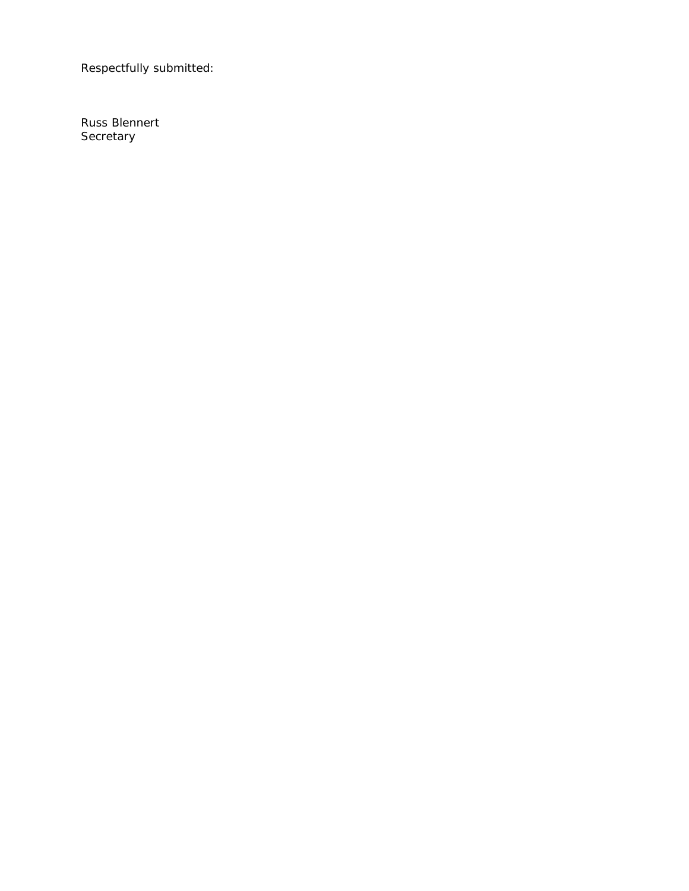Respectfully submitted:

Russ Blennert  
Secretary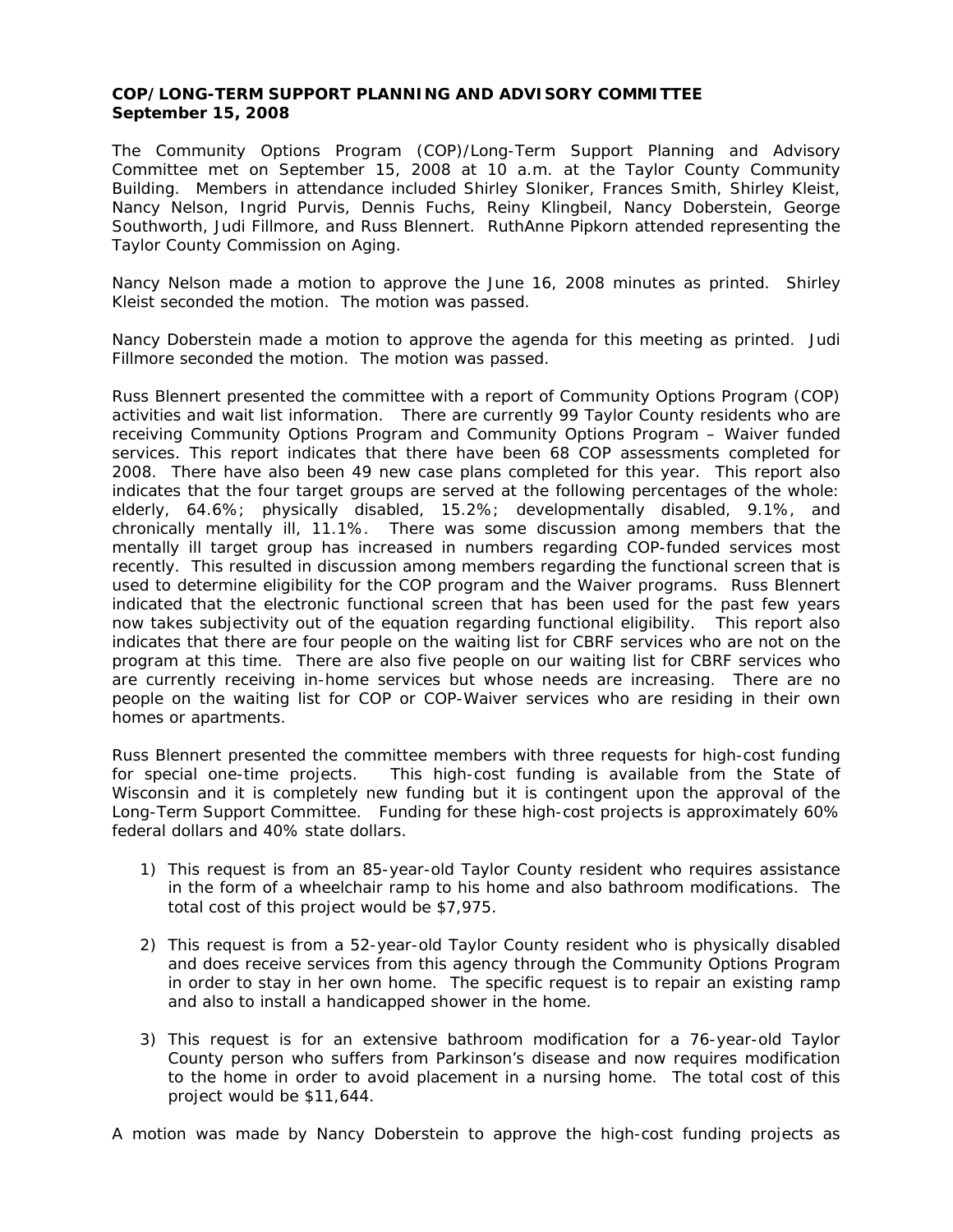**COP/LONG-TERM SUPPORT PLANNING AND ADVISORY COMMITTEE**
**September 15, 2008**

The Community Options Program (COP)/Long-Term Support Planning and Advisory Committee met on September 15, 2008 at 10 a.m. at the Taylor County Community Building. Members in attendance included Shirley Sloniker, Frances Smith, Shirley Kleist, Nancy Nelson, Ingrid Purvis, Dennis Fuchs, Reiny Klingbeil, Nancy Doberstein, George Southworth, Judi Fillmore, and Russ Blennert. RuthAnne Pipkorn attended representing the Taylor County Commission on Aging.

Nancy Nelson made a motion to approve the June 16, 2008 minutes as printed. Shirley Kleist seconded the motion. The motion was passed.

Nancy Doberstein made a motion to approve the agenda for this meeting as printed. Judi Fillmore seconded the motion. The motion was passed.

Russ Blennert presented the committee with a report of Community Options Program (COP) activities and wait list information. There are currently 99 Taylor County residents who are receiving Community Options Program and Community Options Program – Waiver funded services. This report indicates that there have been 68 COP assessments completed for 2008. There have also been 49 new case plans completed for this year. This report also indicates that the four target groups are served at the following percentages of the whole: elderly, 64.6%; physically disabled, 15.2%; developmentally disabled, 9.1%, and chronically mentally ill, 11.1%. There was some discussion among members that the mentally ill target group has increased in numbers regarding COP-funded services most recently. This resulted in discussion among members regarding the functional screen that is used to determine eligibility for the COP program and the Waiver programs. Russ Blennert indicated that the electronic functional screen that has been used for the past few years now takes subjectivity out of the equation regarding functional eligibility. This report also indicates that there are four people on the waiting list for CBRF services who are not on the program at this time. There are also five people on our waiting list for CBRF services who are currently receiving in-home services but whose needs are increasing. There are no people on the waiting list for COP or COP-Waiver services who are residing in their own homes or apartments.

Russ Blennert presented the committee members with three requests for high-cost funding for special one-time projects. This high-cost funding is available from the State of Wisconsin and it is completely new funding but it is contingent upon the approval of the Long-Term Support Committee. Funding for these high-cost projects is approximately 60% federal dollars and 40% state dollars.

1) This request is from an 85-year-old Taylor County resident who requires assistance in the form of a wheelchair ramp to his home and also bathroom modifications. The total cost of this project would be $7,975.

2) This request is from a 52-year-old Taylor County resident who is physically disabled and does receive services from this agency through the Community Options Program in order to stay in her own home. The specific request is to repair an existing ramp and also to install a handicapped shower in the home.

3) This request is for an extensive bathroom modification for a 76-year-old Taylor County person who suffers from Parkinson's disease and now requires modification to the home in order to avoid placement in a nursing home. The total cost of this project would be $11,644.

A motion was made by Nancy Doberstein to approve the high-cost funding projects as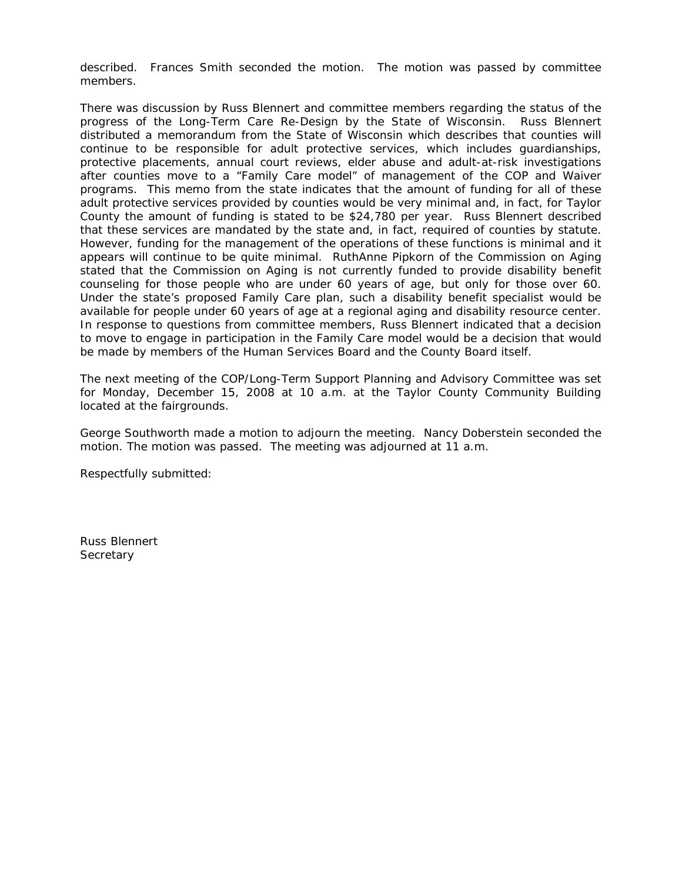described. Frances Smith seconded the motion. The motion was passed by committee members.

There was discussion by Russ Blennert and committee members regarding the status of the progress of the Long-Term Care Re-Design by the State of Wisconsin. Russ Blennert distributed a memorandum from the State of Wisconsin which describes that counties will continue to be responsible for adult protective services, which includes guardianships, protective placements, annual court reviews, elder abuse and adult-at-risk investigations after counties move to a "Family Care model" of management of the COP and Waiver programs. This memo from the state indicates that the amount of funding for all of these adult protective services provided by counties would be very minimal and, in fact, for Taylor County the amount of funding is stated to be $24,780 per year. Russ Blennert described that these services are mandated by the state and, in fact, required of counties by statute. However, funding for the management of the operations of these functions is minimal and it appears will continue to be quite minimal. RuthAnne Pipkorn of the Commission on Aging stated that the Commission on Aging is not currently funded to provide disability benefit counseling for those people who are under 60 years of age, but only for those over 60. Under the state's proposed Family Care plan, such a disability benefit specialist would be available for people under 60 years of age at a regional aging and disability resource center. In response to questions from committee members, Russ Blennert indicated that a decision to move to engage in participation in the Family Care model would be a decision that would be made by members of the Human Services Board and the County Board itself.

The next meeting of the COP/Long-Term Support Planning and Advisory Committee was set for Monday, December 15, 2008 at 10 a.m. at the Taylor County Community Building located at the fairgrounds.

George Southworth made a motion to adjourn the meeting. Nancy Doberstein seconded the motion. The motion was passed. The meeting was adjourned at 11 a.m.

Respectfully submitted:

Russ Blennert
Secretary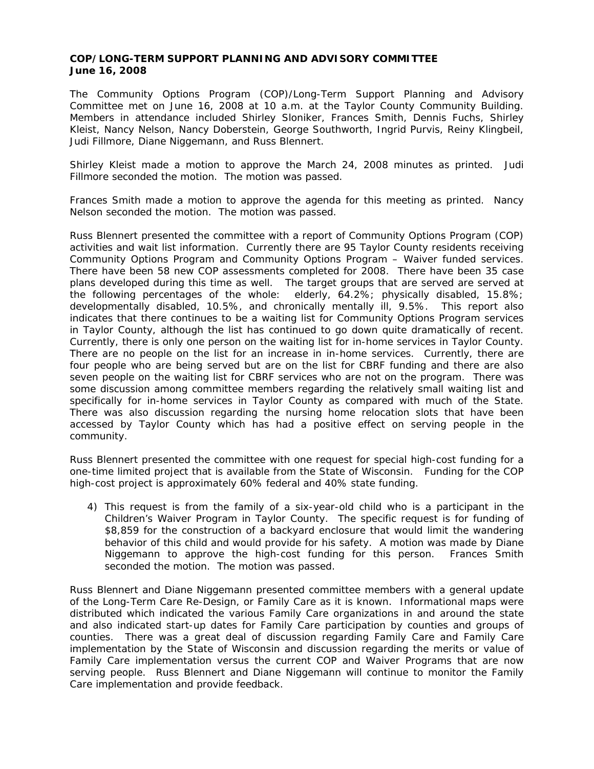**COP/LONG-TERM SUPPORT PLANNING AND ADVISORY COMMITTEE**
**June 16, 2008**

The Community Options Program (COP)/Long-Term Support Planning and Advisory Committee met on June 16, 2008 at 10 a.m. at the Taylor County Community Building. Members in attendance included Shirley Sloniker, Frances Smith, Dennis Fuchs, Shirley Kleist, Nancy Nelson, Nancy Doberstein, George Southworth, Ingrid Purvis, Reiny Klingbeil, Judi Fillmore, Diane Niggemann, and Russ Blennert.

Shirley Kleist made a motion to approve the March 24, 2008 minutes as printed. Judi Fillmore seconded the motion. The motion was passed.

Frances Smith made a motion to approve the agenda for this meeting as printed. Nancy Nelson seconded the motion. The motion was passed.

Russ Blennert presented the committee with a report of Community Options Program (COP) activities and wait list information. Currently there are 95 Taylor County residents receiving Community Options Program and Community Options Program – Waiver funded services. There have been 58 new COP assessments completed for 2008. There have been 35 case plans developed during this time as well. The target groups that are served are served at the following percentages of the whole: elderly, 64.2%; physically disabled, 15.8%; developmentally disabled, 10.5%, and chronically mentally ill, 9.5%. This report also indicates that there continues to be a waiting list for Community Options Program services in Taylor County, although the list has continued to go down quite dramatically of recent. Currently, there is only one person on the waiting list for in-home services in Taylor County. There are no people on the list for an increase in in-home services. Currently, there are four people who are being served but are on the list for CBRF funding and there are also seven people on the waiting list for CBRF services who are not on the program. There was some discussion among committee members regarding the relatively small waiting list and specifically for in-home services in Taylor County as compared with much of the State. There was also discussion regarding the nursing home relocation slots that have been accessed by Taylor County which has had a positive effect on serving people in the community.

Russ Blennert presented the committee with one request for special high-cost funding for a one-time limited project that is available from the State of Wisconsin. Funding for the COP high-cost project is approximately 60% federal and 40% state funding.

4) This request is from the family of a six-year-old child who is a participant in the Children's Waiver Program in Taylor County. The specific request is for funding of $8,859 for the construction of a backyard enclosure that would limit the wandering behavior of this child and would provide for his safety. A motion was made by Diane Niggemann to approve the high-cost funding for this person. Frances Smith seconded the motion. The motion was passed.

Russ Blennert and Diane Niggemann presented committee members with a general update of the Long-Term Care Re-Design, or Family Care as it is known. Informational maps were distributed which indicated the various Family Care organizations in and around the state and also indicated start-up dates for Family Care participation by counties and groups of counties. There was a great deal of discussion regarding Family Care and Family Care implementation by the State of Wisconsin and discussion regarding the merits or value of Family Care implementation versus the current COP and Waiver Programs that are now serving people. Russ Blennert and Diane Niggemann will continue to monitor the Family Care implementation and provide feedback.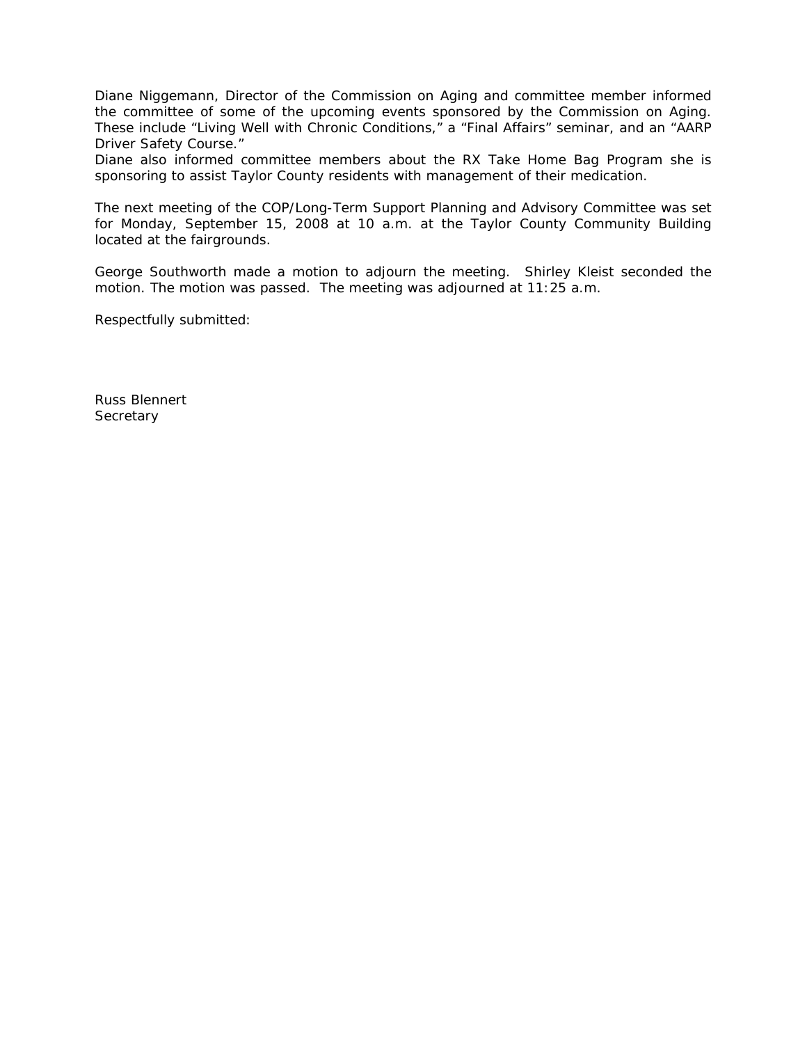Diane Niggemann, Director of the Commission on Aging and committee member informed the committee of some of the upcoming events sponsored by the Commission on Aging. These include "Living Well with Chronic Conditions," a "Final Affairs" seminar, and an "AARP Driver Safety Course."
Diane also informed committee members about the RX Take Home Bag Program she is sponsoring to assist Taylor County residents with management of their medication.

The next meeting of the COP/Long-Term Support Planning and Advisory Committee was set for Monday, September 15, 2008 at 10 a.m. at the Taylor County Community Building located at the fairgrounds.

George Southworth made a motion to adjourn the meeting. Shirley Kleist seconded the motion. The motion was passed. The meeting was adjourned at 11:25 a.m.

Respectfully submitted:

Russ Blennert
Secretary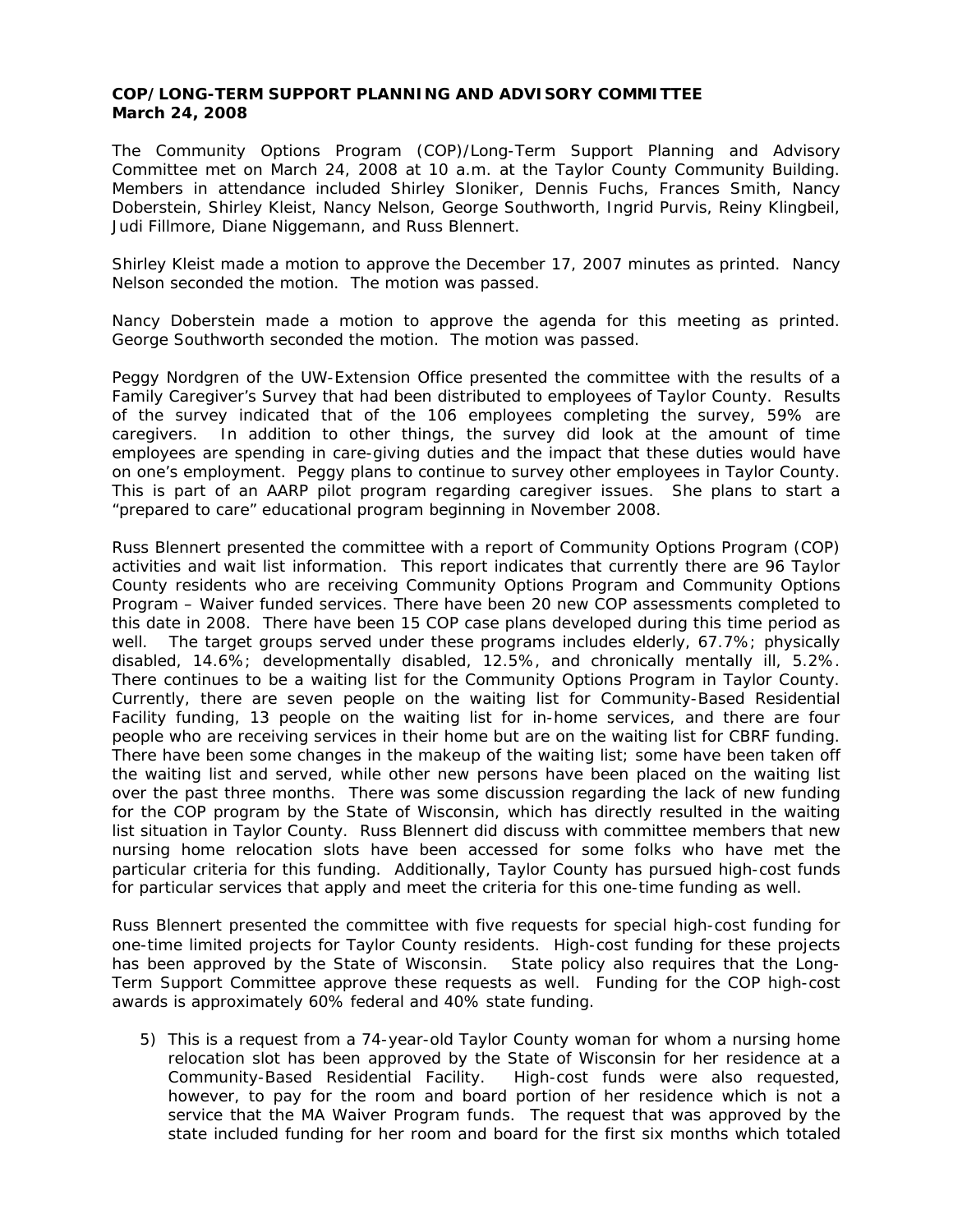**COP/LONG-TERM SUPPORT PLANNING AND ADVISORY COMMITTEE**
**March 24, 2008**

The Community Options Program (COP)/Long-Term Support Planning and Advisory Committee met on March 24, 2008 at 10 a.m. at the Taylor County Community Building. Members in attendance included Shirley Sloniker, Dennis Fuchs, Frances Smith, Nancy Doberstein, Shirley Kleist, Nancy Nelson, George Southworth, Ingrid Purvis, Reiny Klingbeil, Judi Fillmore, Diane Niggemann, and Russ Blennert.

Shirley Kleist made a motion to approve the December 17, 2007 minutes as printed. Nancy Nelson seconded the motion. The motion was passed.

Nancy Doberstein made a motion to approve the agenda for this meeting as printed. George Southworth seconded the motion. The motion was passed.

Peggy Nordgren of the UW-Extension Office presented the committee with the results of a Family Caregiver's Survey that had been distributed to employees of Taylor County. Results of the survey indicated that of the 106 employees completing the survey, 59% are caregivers. In addition to other things, the survey did look at the amount of time employees are spending in care-giving duties and the impact that these duties would have on one's employment. Peggy plans to continue to survey other employees in Taylor County. This is part of an AARP pilot program regarding caregiver issues. She plans to start a "prepared to care" educational program beginning in November 2008.

Russ Blennert presented the committee with a report of Community Options Program (COP) activities and wait list information. This report indicates that currently there are 96 Taylor County residents who are receiving Community Options Program and Community Options Program – Waiver funded services. There have been 20 new COP assessments completed to this date in 2008. There have been 15 COP case plans developed during this time period as well. The target groups served under these programs includes elderly, 67.7%; physically disabled, 14.6%; developmentally disabled, 12.5%, and chronically mentally ill, 5.2%. There continues to be a waiting list for the Community Options Program in Taylor County. Currently, there are seven people on the waiting list for Community-Based Residential Facility funding, 13 people on the waiting list for in-home services, and there are four people who are receiving services in their home but are on the waiting list for CBRF funding. There have been some changes in the makeup of the waiting list; some have been taken off the waiting list and served, while other new persons have been placed on the waiting list over the past three months. There was some discussion regarding the lack of new funding for the COP program by the State of Wisconsin, which has directly resulted in the waiting list situation in Taylor County. Russ Blennert did discuss with committee members that new nursing home relocation slots have been accessed for some folks who have met the particular criteria for this funding. Additionally, Taylor County has pursued high-cost funds for particular services that apply and meet the criteria for this one-time funding as well.

Russ Blennert presented the committee with five requests for special high-cost funding for one-time limited projects for Taylor County residents. High-cost funding for these projects has been approved by the State of Wisconsin. State policy also requires that the Long-Term Support Committee approve these requests as well. Funding for the COP high-cost awards is approximately 60% federal and 40% state funding.

5) This is a request from a 74-year-old Taylor County woman for whom a nursing home relocation slot has been approved by the State of Wisconsin for her residence at a Community-Based Residential Facility. High-cost funds were also requested, however, to pay for the room and board portion of her residence which is not a service that the MA Waiver Program funds. The request that was approved by the state included funding for her room and board for the first six months which totaled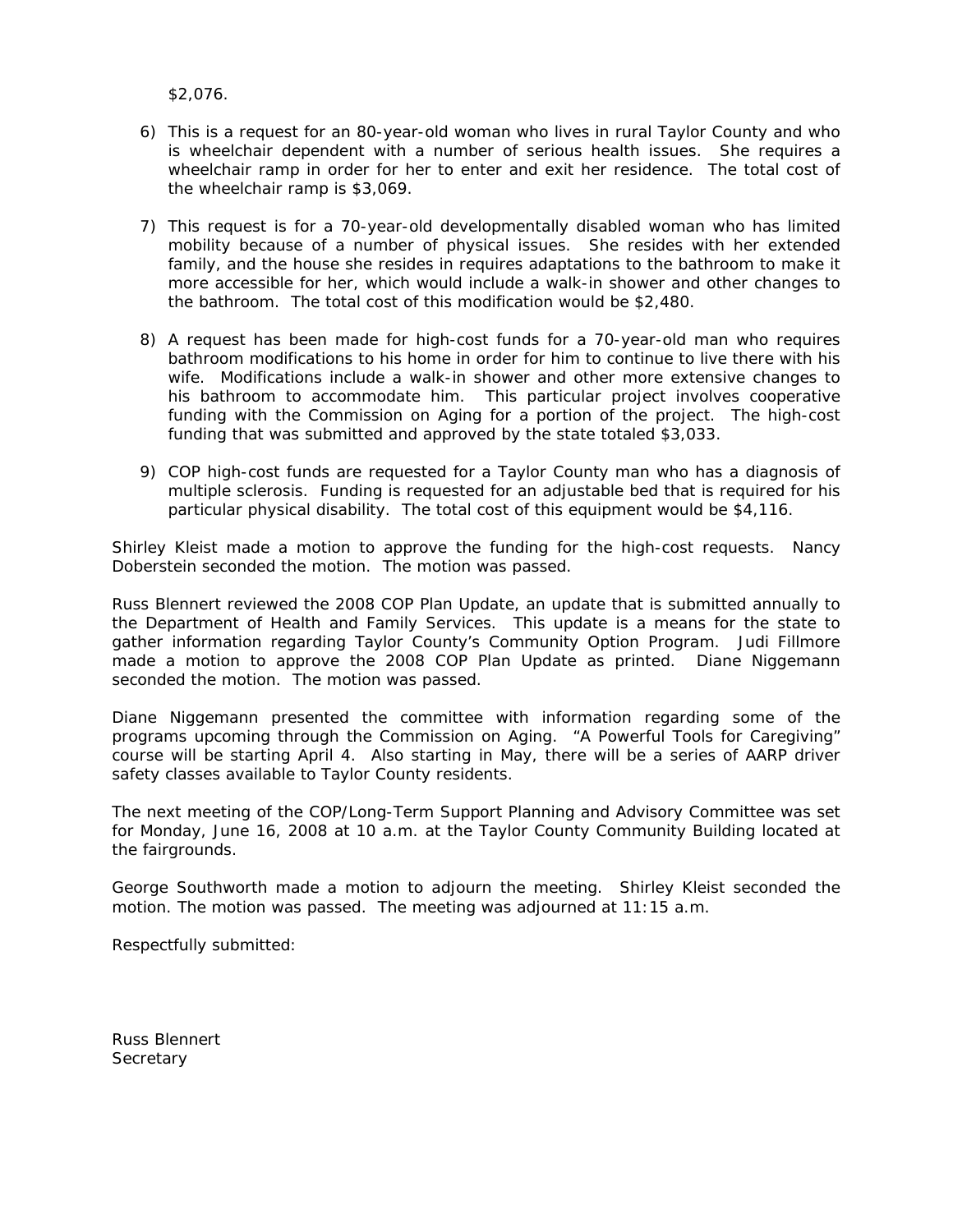$2,076.

6) This is a request for an 80-year-old woman who lives in rural Taylor County and who is wheelchair dependent with a number of serious health issues. She requires a wheelchair ramp in order for her to enter and exit her residence. The total cost of the wheelchair ramp is $3,069.

7) This request is for a 70-year-old developmentally disabled woman who has limited mobility because of a number of physical issues. She resides with her extended family, and the house she resides in requires adaptations to the bathroom to make it more accessible for her, which would include a walk-in shower and other changes to the bathroom. The total cost of this modification would be $2,480.

8) A request has been made for high-cost funds for a 70-year-old man who requires bathroom modifications to his home in order for him to continue to live there with his wife. Modifications include a walk-in shower and other more extensive changes to his bathroom to accommodate him. This particular project involves cooperative funding with the Commission on Aging for a portion of the project. The high-cost funding that was submitted and approved by the state totaled $3,033.

9) COP high-cost funds are requested for a Taylor County man who has a diagnosis of multiple sclerosis. Funding is requested for an adjustable bed that is required for his particular physical disability. The total cost of this equipment would be $4,116.

Shirley Kleist made a motion to approve the funding for the high-cost requests. Nancy Doberstein seconded the motion. The motion was passed.

Russ Blennert reviewed the 2008 COP Plan Update, an update that is submitted annually to the Department of Health and Family Services. This update is a means for the state to gather information regarding Taylor County's Community Option Program. Judi Fillmore made a motion to approve the 2008 COP Plan Update as printed. Diane Niggemann seconded the motion. The motion was passed.

Diane Niggemann presented the committee with information regarding some of the programs upcoming through the Commission on Aging. "A Powerful Tools for Caregiving" course will be starting April 4. Also starting in May, there will be a series of AARP driver safety classes available to Taylor County residents.

The next meeting of the COP/Long-Term Support Planning and Advisory Committee was set for Monday, June 16, 2008 at 10 a.m. at the Taylor County Community Building located at the fairgrounds.

George Southworth made a motion to adjourn the meeting. Shirley Kleist seconded the motion. The motion was passed. The meeting was adjourned at 11:15 a.m.

Respectfully submitted:

Russ Blennert
Secretary